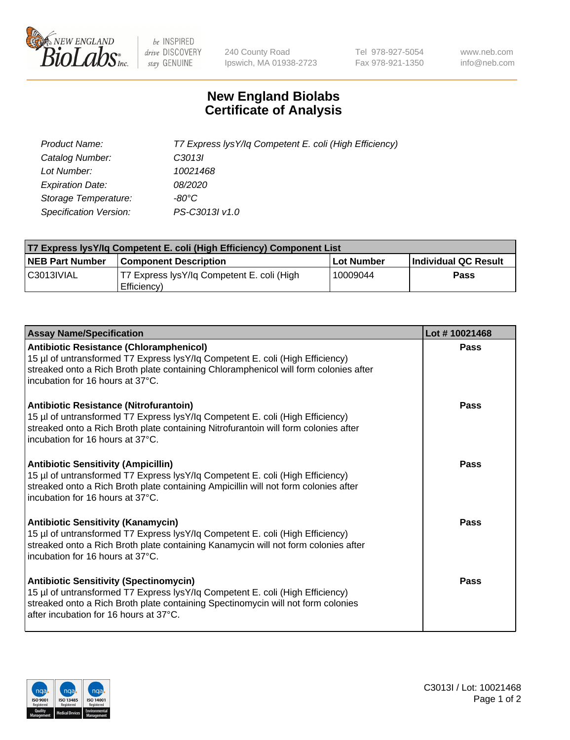240 County Road
Ipswich, MA 01938-2723

Tel 978-927-5054
Fax 978-921-1350

www.neb.com
info@neb.com

# New England Biolabs
# Certificate of Analysis

| | |
|---|---|
| *Product Name:* | *T7 Express lysY/Iq Competent E. coli (High Efficiency)* |
| *Catalog Number:* | *C3013I* |
| *Lot Number:* | *10021468* |
| *Expiration Date:* | *08/2020* |
| *Storage Temperature:* | *-80°C* |
| *Specification Version:* | *PS-C3013I v1.0* |

| T7 Express lysY/Iq Competent E. coli (High Efficiency) Component List | | | |
|---|---|---|---|
| **NEB Part Number** | **Component Description** | **Lot Number** | **Individual QC Result** |
| C3013IVIAL | T7 Express lysY/Iq Competent E. coli (High Efficiency) | 10009044 | **Pass** |

| Assay Name/Specification | Lot # 10021468 |
|---|---|
| **Antibiotic Resistance (Chloramphenicol)**<br>15 µl of untransformed T7 Express lysY/Iq Competent E. coli (High Efficiency) streaked onto a Rich Broth plate containing Chloramphenicol will form colonies after incubation for 16 hours at 37°C. | **Pass** |
| **Antibiotic Resistance (Nitrofurantoin)**<br>15 µl of untransformed T7 Express lysY/Iq Competent E. coli (High Efficiency) streaked onto a Rich Broth plate containing Nitrofurantoin will form colonies after incubation for 16 hours at 37°C. | **Pass** |
| **Antibiotic Sensitivity (Ampicillin)**<br>15 µl of untransformed T7 Express lysY/Iq Competent E. coli (High Efficiency) streaked onto a Rich Broth plate containing Ampicillin will not form colonies after incubation for 16 hours at 37°C. | **Pass** |
| **Antibiotic Sensitivity (Kanamycin)**<br>15 µl of untransformed T7 Express lysY/Iq Competent E. coli (High Efficiency) streaked onto a Rich Broth plate containing Kanamycin will not form colonies after incubation for 16 hours at 37°C. | **Pass** |
| **Antibiotic Sensitivity (Spectinomycin)**<br>15 µl of untransformed T7 Express lysY/Iq Competent E. coli (High Efficiency) streaked onto a Rich Broth plate containing Spectinomycin will not form colonies after incubation for 16 hours at 37°C. | **Pass** |

C3013I / Lot: 10021468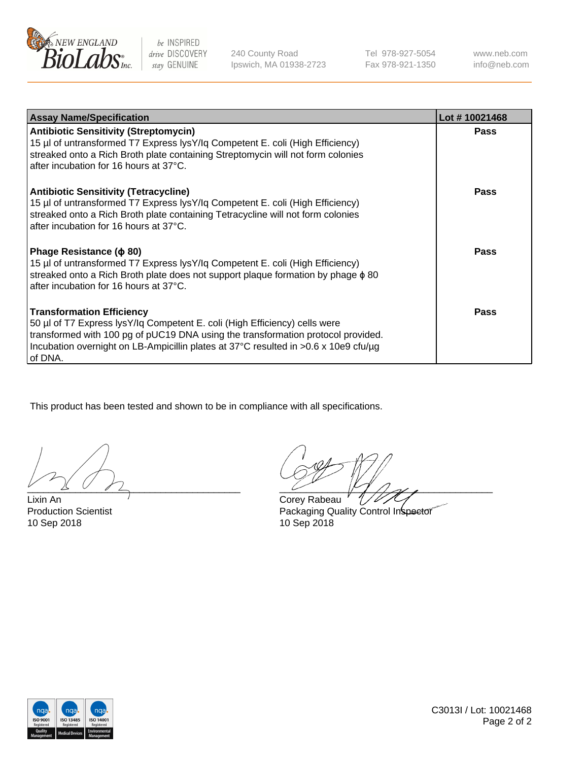| Assay Name/Specification | Lot # 10021468 |
|---|---|
| **Antibiotic Sensitivity (Streptomycin)**<br>15 µl of untransformed T7 Express lysY/Iq Competent E. coli (High Efficiency) streaked onto a Rich Broth plate containing Streptomycin will not form colonies after incubation for 16 hours at 37°C. | **Pass** |
| **Antibiotic Sensitivity (Tetracycline)**<br>15 µl of untransformed T7 Express lysY/Iq Competent E. coli (High Efficiency) streaked onto a Rich Broth plate containing Tetracycline will not form colonies after incubation for 16 hours at 37°C. | **Pass** |
| **Phage Resistance (ϕ 80)**<br>15 µl of untransformed T7 Express lysY/Iq Competent E. coli (High Efficiency) streaked onto a Rich Broth plate does not support plaque formation by phage ϕ 80 after incubation for 16 hours at 37°C. | **Pass** |
| **Transformation Efficiency**<br>50 µl of T7 Express lysY/Iq Competent E. coli (High Efficiency) cells were transformed with 100 pg of pUC19 DNA using the transformation protocol provided. Incubation overnight on LB-Ampicillin plates at 37°C resulted in >0.6 x 10e9 cfu/µg of DNA. | **Pass** |

This product has been tested and shown to be in compliance with all specifications.

Lixin An
Production Scientist
10 Sep 2018

Corey Rabeau
Packaging Quality Control Inspector
10 Sep 2018

C3013I / Lot: 10021468